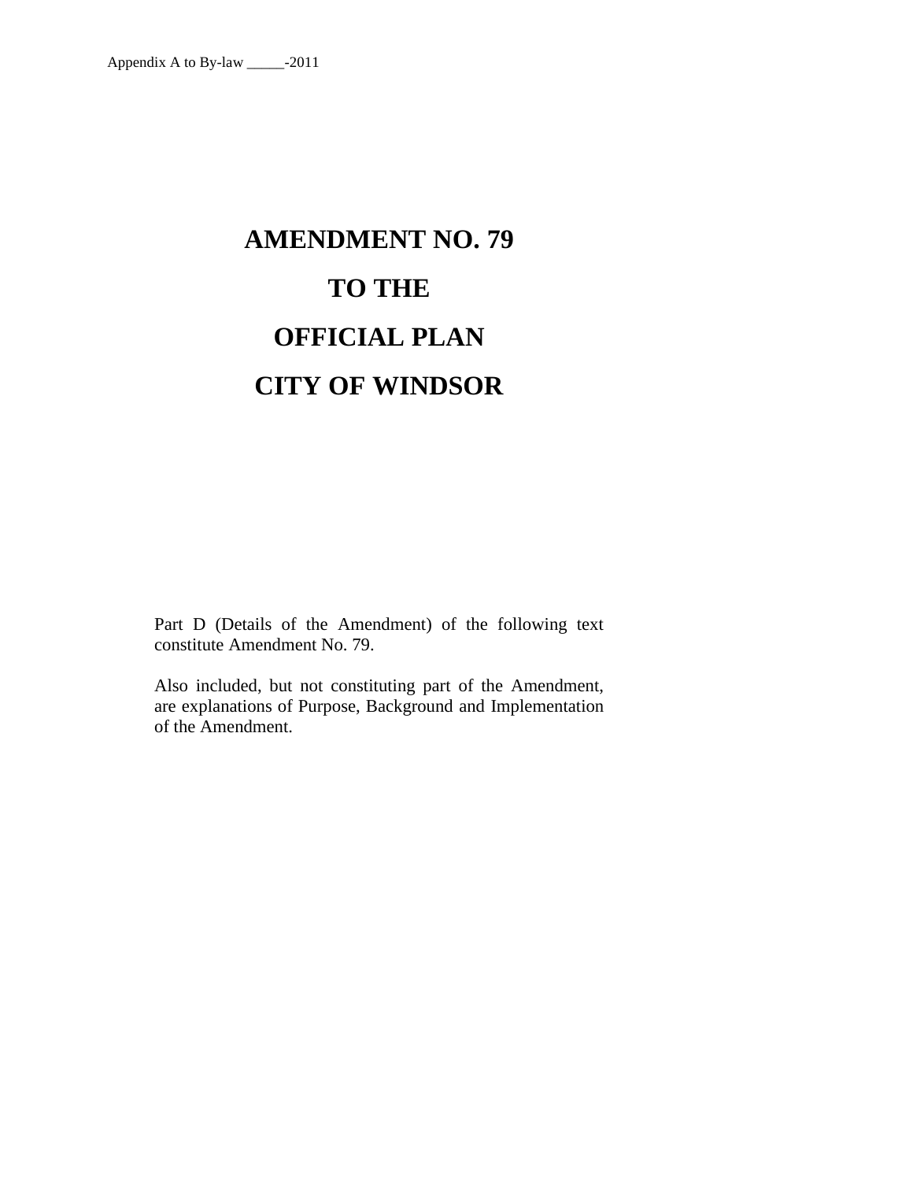Appendix A to By-law _____-2011

# AMENDMENT NO. 79

# TO THE

# OFFICIAL PLAN

# CITY OF WINDSOR

Part D (Details of the Amendment) of the following text constitute Amendment No. 79.

Also included, but not constituting part of the Amendment, are explanations of Purpose, Background and Implementation of the Amendment.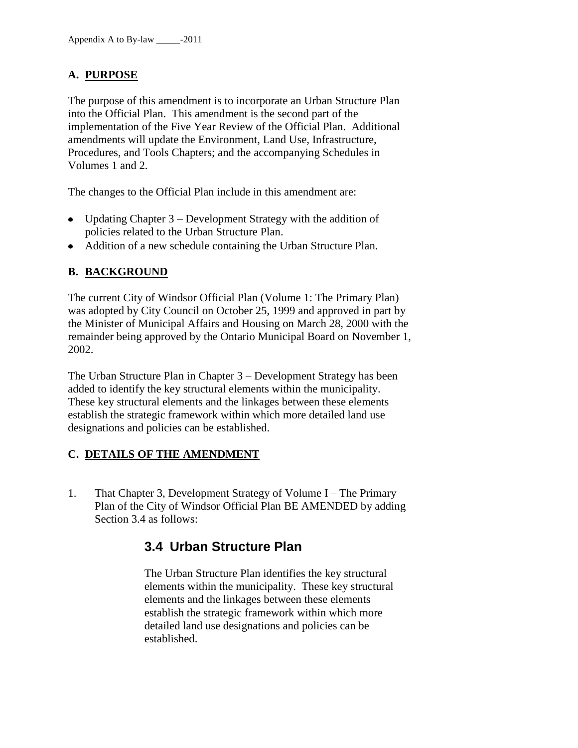## A. PURPOSE

The purpose of this amendment is to incorporate an Urban Structure Plan into the Official Plan. This amendment is the second part of the implementation of the Five Year Review of the Official Plan. Additional amendments will update the Environment, Land Use, Infrastructure, Procedures, and Tools Chapters; and the accompanying Schedules in Volumes 1 and 2.

The changes to the Official Plan include in this amendment are:

- Updating Chapter 3 – Development Strategy with the addition of policies related to the Urban Structure Plan.
- Addition of a new schedule containing the Urban Structure Plan.

## B. BACKGROUND

The current City of Windsor Official Plan (Volume 1: The Primary Plan) was adopted by City Council on October 25, 1999 and approved in part by the Minister of Municipal Affairs and Housing on March 28, 2000 with the remainder being approved by the Ontario Municipal Board on November 1, 2002.

The Urban Structure Plan in Chapter 3 – Development Strategy has been added to identify the key structural elements within the municipality. These key structural elements and the linkages between these elements establish the strategic framework within which more detailed land use designations and policies can be established.

## C. DETAILS OF THE AMENDMENT

1. That Chapter 3, Development Strategy of Volume I – The Primary Plan of the City of Windsor Official Plan BE AMENDED by adding Section 3.4 as follows:

### 3.4 Urban Structure Plan

The Urban Structure Plan identifies the key structural elements within the municipality. These key structural elements and the linkages between these elements establish the strategic framework within which more detailed land use designations and policies can be established.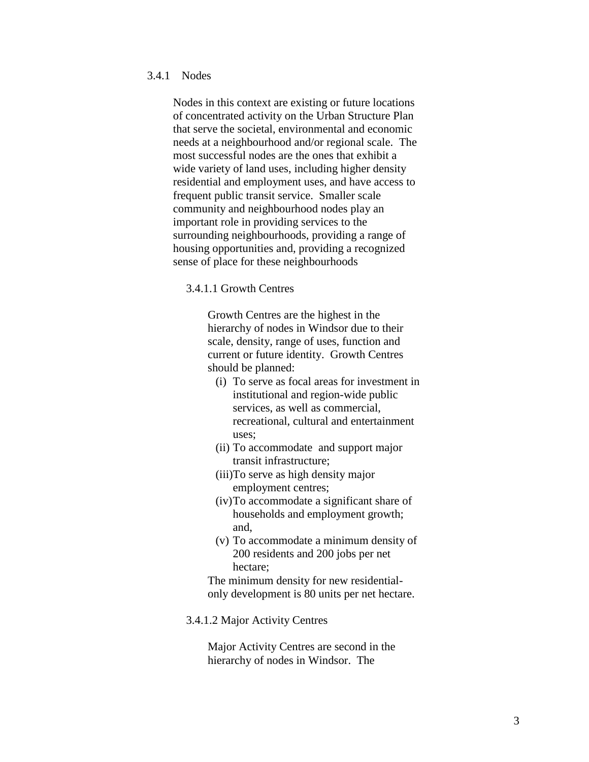### 3.4.1 Nodes

Nodes in this context are existing or future locations of concentrated activity on the Urban Structure Plan that serve the societal, environmental and economic needs at a neighbourhood and/or regional scale. The most successful nodes are the ones that exhibit a wide variety of land uses, including higher density residential and employment uses, and have access to frequent public transit service. Smaller scale community and neighbourhood nodes play an important role in providing services to the surrounding neighbourhoods, providing a range of housing opportunities and, providing a recognized sense of place for these neighbourhoods

#### 3.4.1.1 Growth Centres

Growth Centres are the highest in the hierarchy of nodes in Windsor due to their scale, density, range of uses, function and current or future identity. Growth Centres should be planned:

- (i) To serve as focal areas for investment in institutional and region-wide public services, as well as commercial, recreational, cultural and entertainment uses;
- (ii) To accommodate and support major transit infrastructure;
- (iii) To serve as high density major employment centres;
- (iv) To accommodate a significant share of households and employment growth; and,
- (v) To accommodate a minimum density of 200 residents and 200 jobs per net hectare;

The minimum density for new residential-only development is 80 units per net hectare.

#### 3.4.1.2 Major Activity Centres

Major Activity Centres are second in the hierarchy of nodes in Windsor. The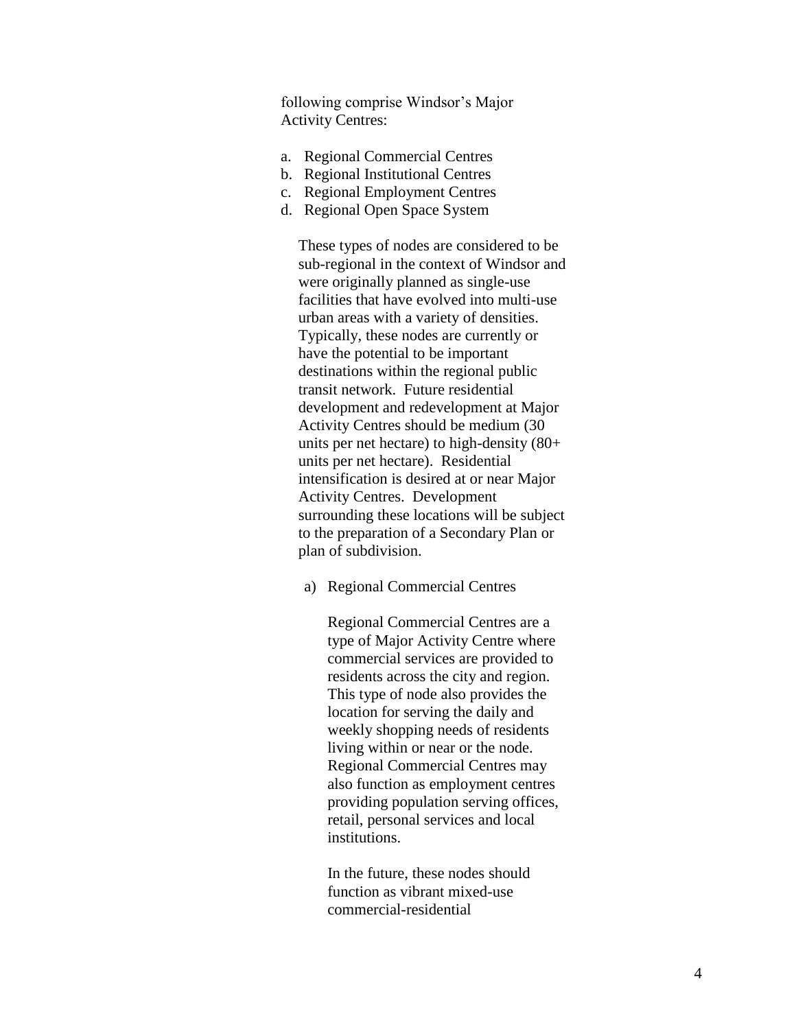following comprise Windsor's Major Activity Centres:

a. Regional Commercial Centres
b. Regional Institutional Centres
c. Regional Employment Centres
d. Regional Open Space System

These types of nodes are considered to be sub-regional in the context of Windsor and were originally planned as single-use facilities that have evolved into multi-use urban areas with a variety of densities. Typically, these nodes are currently or have the potential to be important destinations within the regional public transit network. Future residential development and redevelopment at Major Activity Centres should be medium (30 units per net hectare) to high-density (80+ units per net hectare). Residential intensification is desired at or near Major Activity Centres. Development surrounding these locations will be subject to the preparation of a Secondary Plan or plan of subdivision.

a) Regional Commercial Centres

Regional Commercial Centres are a type of Major Activity Centre where commercial services are provided to residents across the city and region. This type of node also provides the location for serving the daily and weekly shopping needs of residents living within or near or the node. Regional Commercial Centres may also function as employment centres providing population serving offices, retail, personal services and local institutions.

In the future, these nodes should function as vibrant mixed-use commercial-residential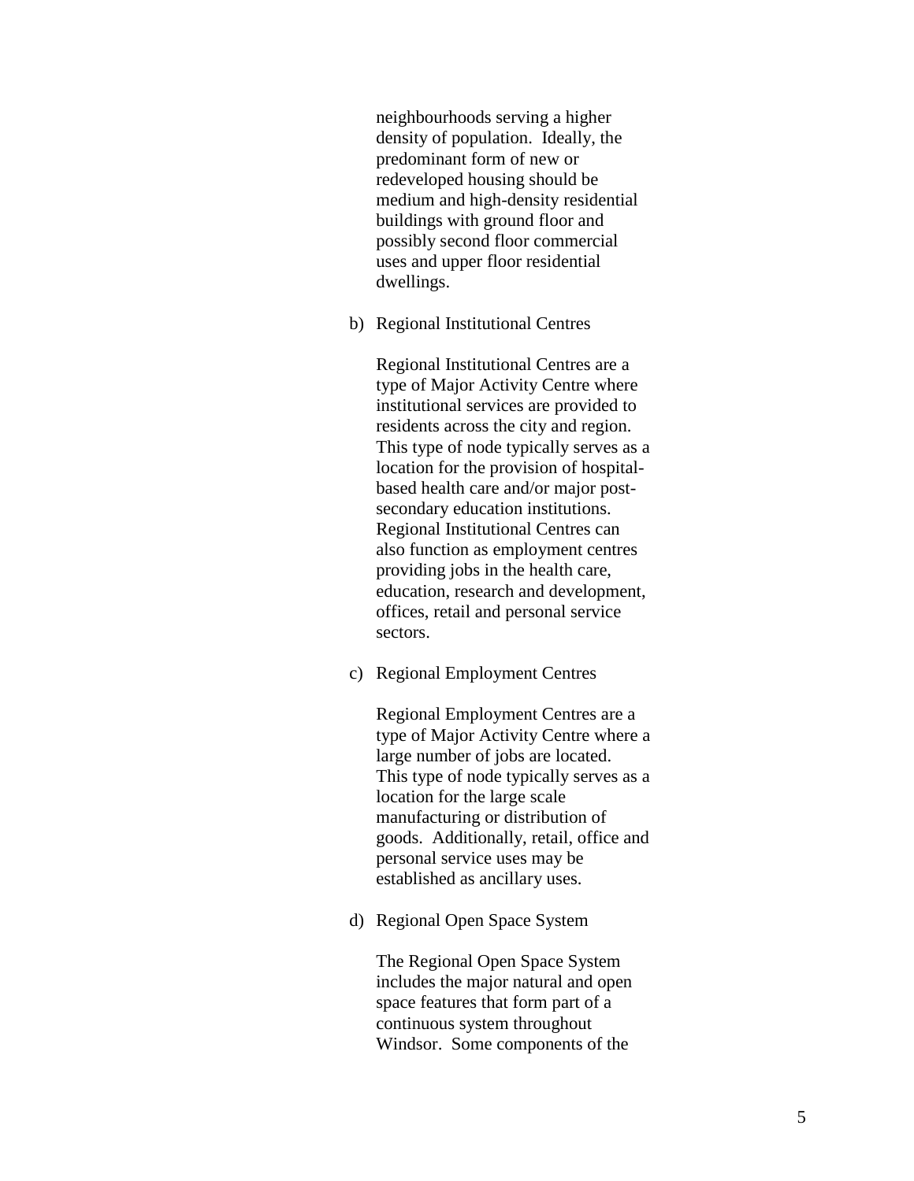neighbourhoods serving a higher density of population. Ideally, the predominant form of new or redeveloped housing should be medium and high-density residential buildings with ground floor and possibly second floor commercial uses and upper floor residential dwellings.

b) Regional Institutional Centres

Regional Institutional Centres are a type of Major Activity Centre where institutional services are provided to residents across the city and region. This type of node typically serves as a location for the provision of hospital-based health care and/or major post-secondary education institutions. Regional Institutional Centres can also function as employment centres providing jobs in the health care, education, research and development, offices, retail and personal service sectors.

c) Regional Employment Centres

Regional Employment Centres are a type of Major Activity Centre where a large number of jobs are located. This type of node typically serves as a location for the large scale manufacturing or distribution of goods. Additionally, retail, office and personal service uses may be established as ancillary uses.

d) Regional Open Space System

The Regional Open Space System includes the major natural and open space features that form part of a continuous system throughout Windsor. Some components of the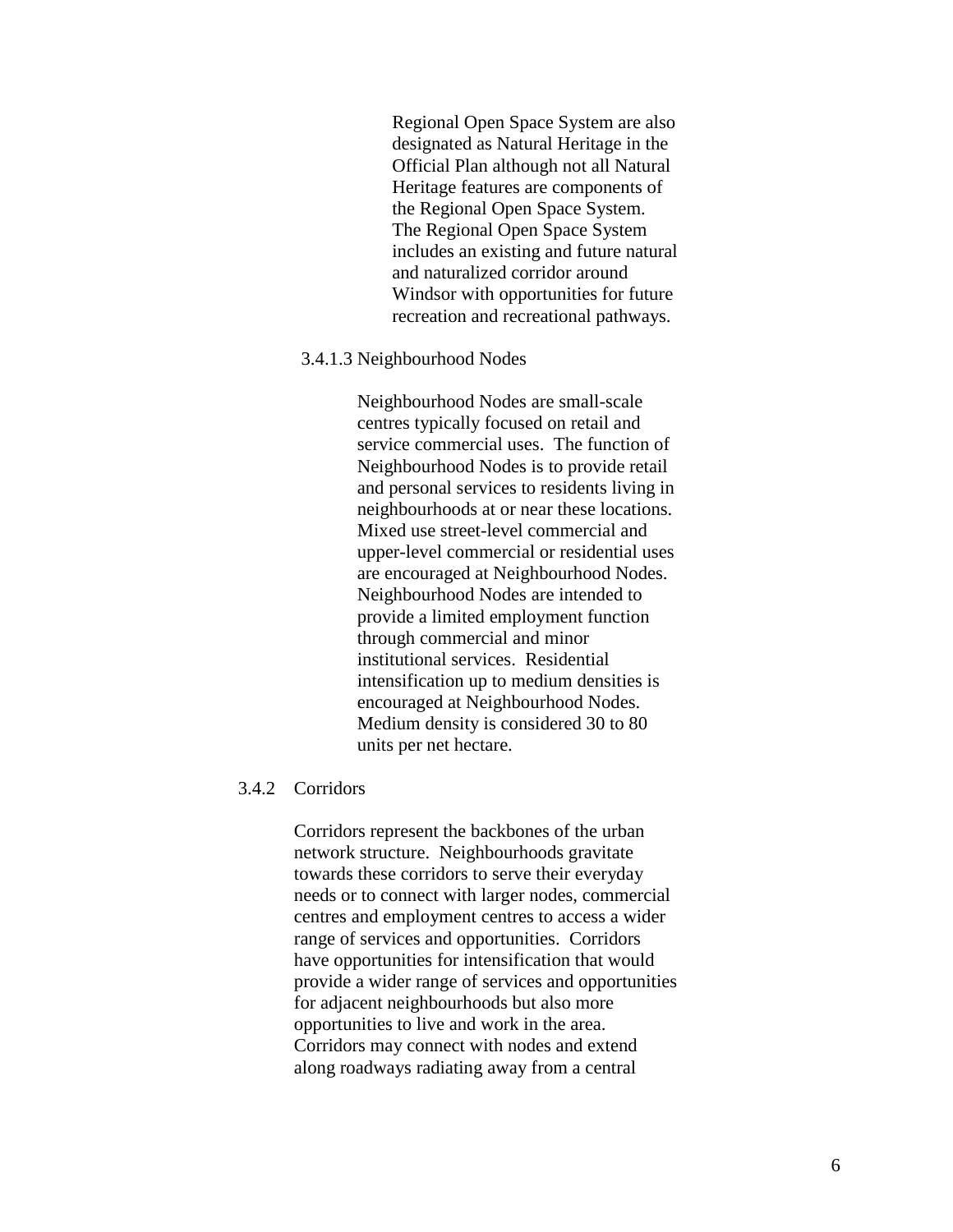Regional Open Space System are also designated as Natural Heritage in the Official Plan although not all Natural Heritage features are components of the Regional Open Space System. The Regional Open Space System includes an existing and future natural and naturalized corridor around Windsor with opportunities for future recreation and recreational pathways.

#### 3.4.1.3 Neighbourhood Nodes

Neighbourhood Nodes are small-scale centres typically focused on retail and service commercial uses. The function of Neighbourhood Nodes is to provide retail and personal services to residents living in neighbourhoods at or near these locations. Mixed use street-level commercial and upper-level commercial or residential uses are encouraged at Neighbourhood Nodes. Neighbourhood Nodes are intended to provide a limited employment function through commercial and minor institutional services. Residential intensification up to medium densities is encouraged at Neighbourhood Nodes. Medium density is considered 30 to 80 units per net hectare.

### 3.4.2 Corridors

Corridors represent the backbones of the urban network structure. Neighbourhoods gravitate towards these corridors to serve their everyday needs or to connect with larger nodes, commercial centres and employment centres to access a wider range of services and opportunities. Corridors have opportunities for intensification that would provide a wider range of services and opportunities for adjacent neighbourhoods but also more opportunities to live and work in the area. Corridors may connect with nodes and extend along roadways radiating away from a central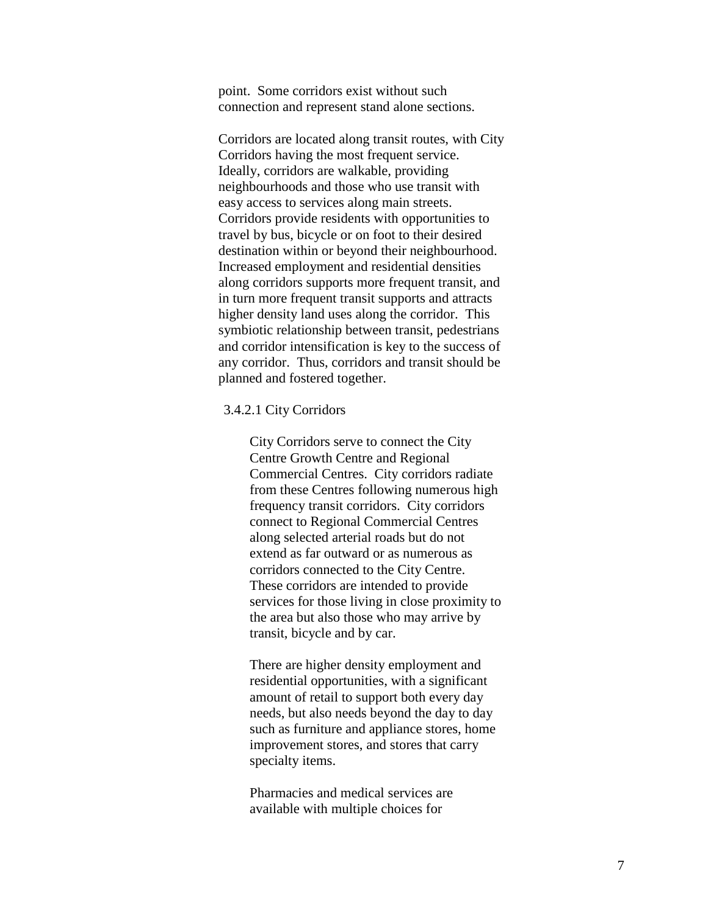point. Some corridors exist without such connection and represent stand alone sections.

Corridors are located along transit routes, with City Corridors having the most frequent service. Ideally, corridors are walkable, providing neighbourhoods and those who use transit with easy access to services along main streets. Corridors provide residents with opportunities to travel by bus, bicycle or on foot to their desired destination within or beyond their neighbourhood. Increased employment and residential densities along corridors supports more frequent transit, and in turn more frequent transit supports and attracts higher density land uses along the corridor. This symbiotic relationship between transit, pedestrians and corridor intensification is key to the success of any corridor. Thus, corridors and transit should be planned and fostered together.

#### 3.4.2.1 City Corridors

City Corridors serve to connect the City Centre Growth Centre and Regional Commercial Centres. City corridors radiate from these Centres following numerous high frequency transit corridors. City corridors connect to Regional Commercial Centres along selected arterial roads but do not extend as far outward or as numerous as corridors connected to the City Centre. These corridors are intended to provide services for those living in close proximity to the area but also those who may arrive by transit, bicycle and by car.

There are higher density employment and residential opportunities, with a significant amount of retail to support both every day needs, but also needs beyond the day to day such as furniture and appliance stores, home improvement stores, and stores that carry specialty items.

Pharmacies and medical services are available with multiple choices for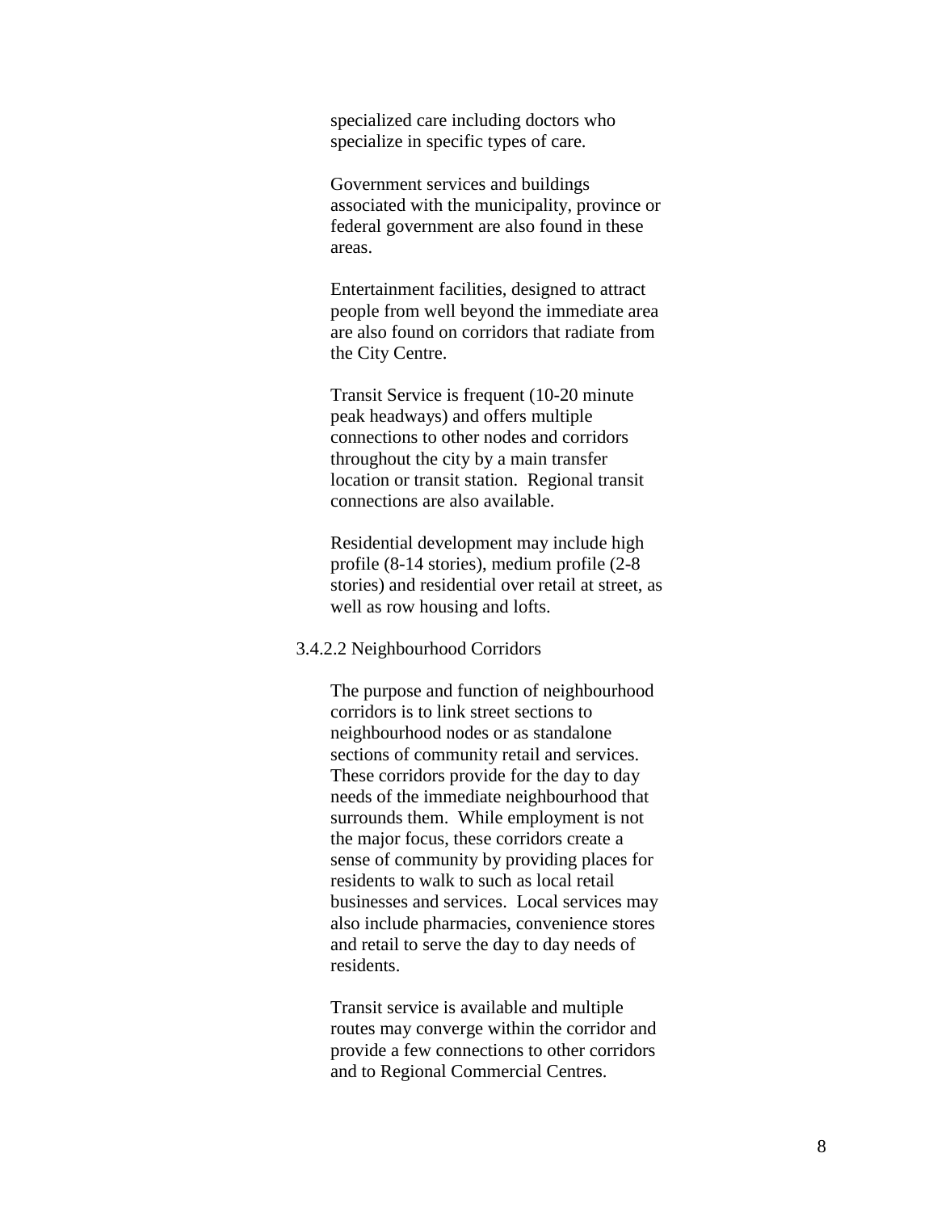specialized care including doctors who specialize in specific types of care.

Government services and buildings associated with the municipality, province or federal government are also found in these areas.

Entertainment facilities, designed to attract people from well beyond the immediate area are also found on corridors that radiate from the City Centre.

Transit Service is frequent (10-20 minute peak headways) and offers multiple connections to other nodes and corridors throughout the city by a main transfer location or transit station. Regional transit connections are also available.

Residential development may include high profile (8-14 stories), medium profile (2-8 stories) and residential over retail at street, as well as row housing and lofts.

3.4.2.2 Neighbourhood Corridors

The purpose and function of neighbourhood corridors is to link street sections to neighbourhood nodes or as standalone sections of community retail and services. These corridors provide for the day to day needs of the immediate neighbourhood that surrounds them. While employment is not the major focus, these corridors create a sense of community by providing places for residents to walk to such as local retail businesses and services. Local services may also include pharmacies, convenience stores and retail to serve the day to day needs of residents.

Transit service is available and multiple routes may converge within the corridor and provide a few connections to other corridors and to Regional Commercial Centres.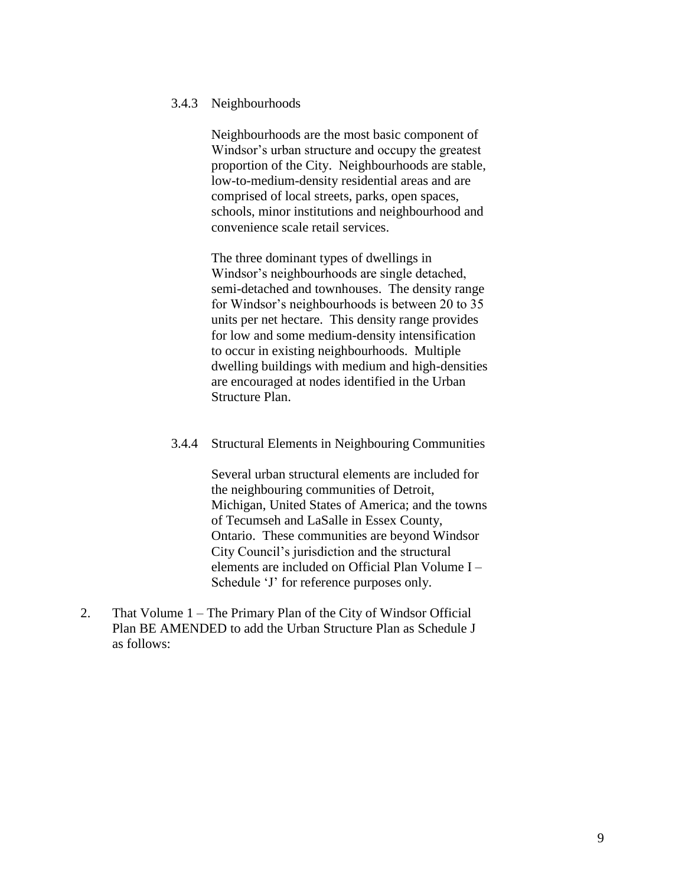### 3.4.3 Neighbourhoods

Neighbourhoods are the most basic component of Windsor's urban structure and occupy the greatest proportion of the City. Neighbourhoods are stable, low-to-medium-density residential areas and are comprised of local streets, parks, open spaces, schools, minor institutions and neighbourhood and convenience scale retail services.

The three dominant types of dwellings in Windsor's neighbourhoods are single detached, semi-detached and townhouses. The density range for Windsor's neighbourhoods is between 20 to 35 units per net hectare. This density range provides for low and some medium-density intensification to occur in existing neighbourhoods. Multiple dwelling buildings with medium and high-densities are encouraged at nodes identified in the Urban Structure Plan.

### 3.4.4 Structural Elements in Neighbouring Communities

Several urban structural elements are included for the neighbouring communities of Detroit, Michigan, United States of America; and the towns of Tecumseh and LaSalle in Essex County, Ontario. These communities are beyond Windsor City Council's jurisdiction and the structural elements are included on Official Plan Volume I – Schedule 'J' for reference purposes only.

2. That Volume 1 – The Primary Plan of the City of Windsor Official Plan BE AMENDED to add the Urban Structure Plan as Schedule J as follows: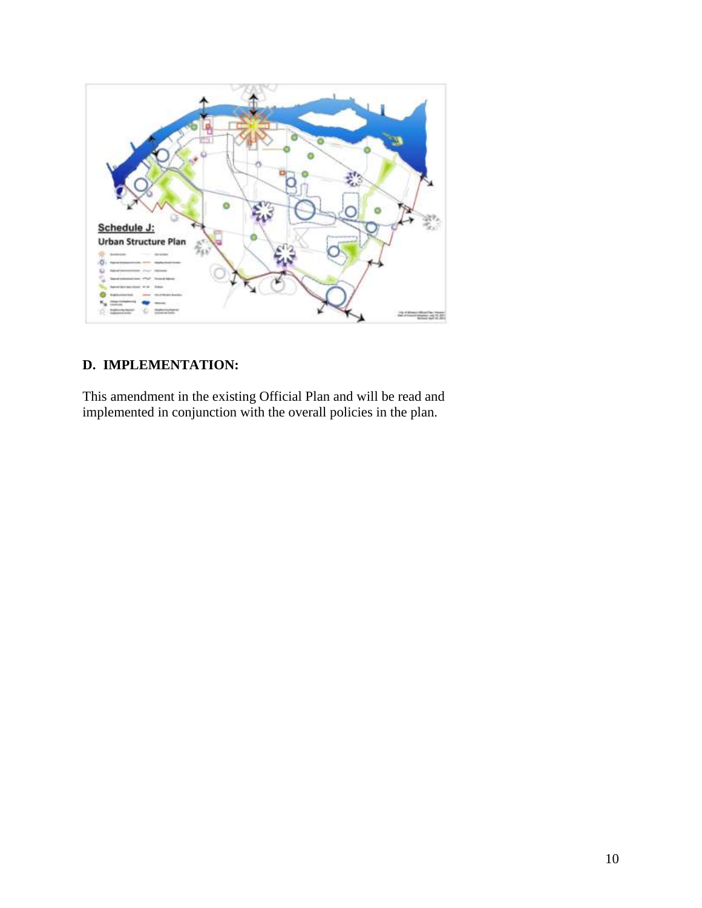Schedule J:

Urban Structure Plan

## D. IMPLEMENTATION:

This amendment in the existing Official Plan and will be read and implemented in conjunction with the overall policies in the plan.